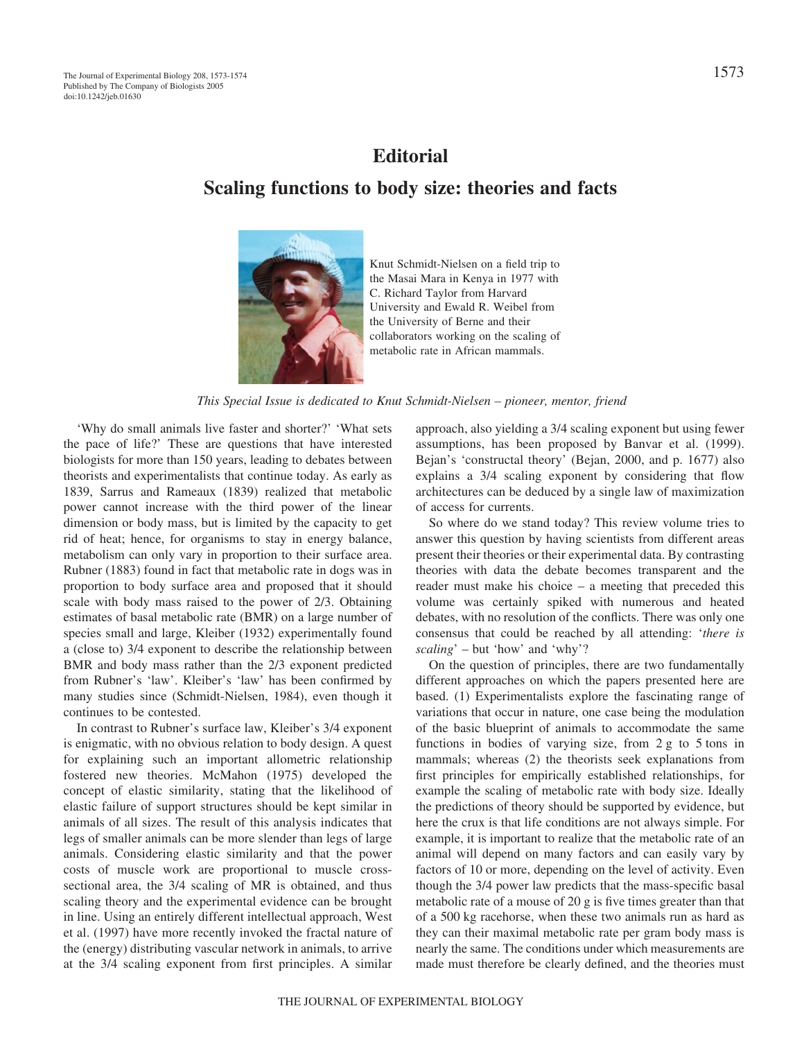# Editorial

## Scaling functions to body size: theories and facts

Knut Schmidt-Nielsen on a field trip to the Masai Mara in Kenya in 1977 with C. Richard Taylor from Harvard University and Ewald R. Weibel from the University of Berne and their collaborators working on the scaling of metabolic rate in African mammals.

*This Special Issue is dedicated to Knut Schmidt-Nielsen – pioneer, mentor, friend*

'Why do small animals live faster and shorter?' 'What sets the pace of life?' These are questions that have interested biologists for more than 150 years, leading to debates between theorists and experimentalists that continue today. As early as 1839, Sarrus and Rameaux (1839) realized that metabolic power cannot increase with the third power of the linear dimension or body mass, but is limited by the capacity to get rid of heat; hence, for organisms to stay in energy balance, metabolism can only vary in proportion to their surface area. Rubner (1883) found in fact that metabolic rate in dogs was in proportion to body surface area and proposed that it should scale with body mass raised to the power of 2/3. Obtaining estimates of basal metabolic rate (BMR) on a large number of species small and large, Kleiber (1932) experimentally found a (close to) 3/4 exponent to describe the relationship between BMR and body mass rather than the 2/3 exponent predicted from Rubner's 'law'. Kleiber's 'law' has been confirmed by many studies since (Schmidt-Nielsen, 1984), even though it continues to be contested.

In contrast to Rubner's surface law, Kleiber's 3/4 exponent is enigmatic, with no obvious relation to body design. A quest for explaining such an important allometric relationship fostered new theories. McMahon (1975) developed the concept of elastic similarity, stating that the likelihood of elastic failure of support structures should be kept similar in animals of all sizes. The result of this analysis indicates that legs of smaller animals can be more slender than legs of large animals. Considering elastic similarity and that the power costs of muscle work are proportional to muscle cross-sectional area, the 3/4 scaling of MR is obtained, and thus scaling theory and the experimental evidence can be brought in line. Using an entirely different intellectual approach, West et al. (1997) have more recently invoked the fractal nature of the (energy) distributing vascular network in animals, to arrive at the 3/4 scaling exponent from first principles. A similar approach, also yielding a 3/4 scaling exponent but using fewer assumptions, has been proposed by Banvar et al. (1999). Bejan's 'constructal theory' (Bejan, 2000, and p. 1677) also explains a 3/4 scaling exponent by considering that flow architectures can be deduced by a single law of maximization of access for currents.

So where do we stand today? This review volume tries to answer this question by having scientists from different areas present their theories or their experimental data. By contrasting theories with data the debate becomes transparent and the reader must make his choice – a meeting that preceded this volume was certainly spiked with numerous and heated debates, with no resolution of the conflicts. There was only one consensus that could be reached by all attending: '*there is scaling*' – but 'how' and 'why'?

On the question of principles, there are two fundamentally different approaches on which the papers presented here are based. (1) Experimentalists explore the fascinating range of variations that occur in nature, one case being the modulation of the basic blueprint of animals to accommodate the same functions in bodies of varying size, from 2 g to 5 tons in mammals; whereas (2) the theorists seek explanations from first principles for empirically established relationships, for example the scaling of metabolic rate with body size. Ideally the predictions of theory should be supported by evidence, but here the crux is that life conditions are not always simple. For example, it is important to realize that the metabolic rate of an animal will depend on many factors and can easily vary by factors of 10 or more, depending on the level of activity. Even though the 3/4 power law predicts that the mass-specific basal metabolic rate of a mouse of 20 g is five times greater than that of a 500 kg racehorse, when these two animals run as hard as they can their maximal metabolic rate per gram body mass is nearly the same. The conditions under which measurements are made must therefore be clearly defined, and the theories must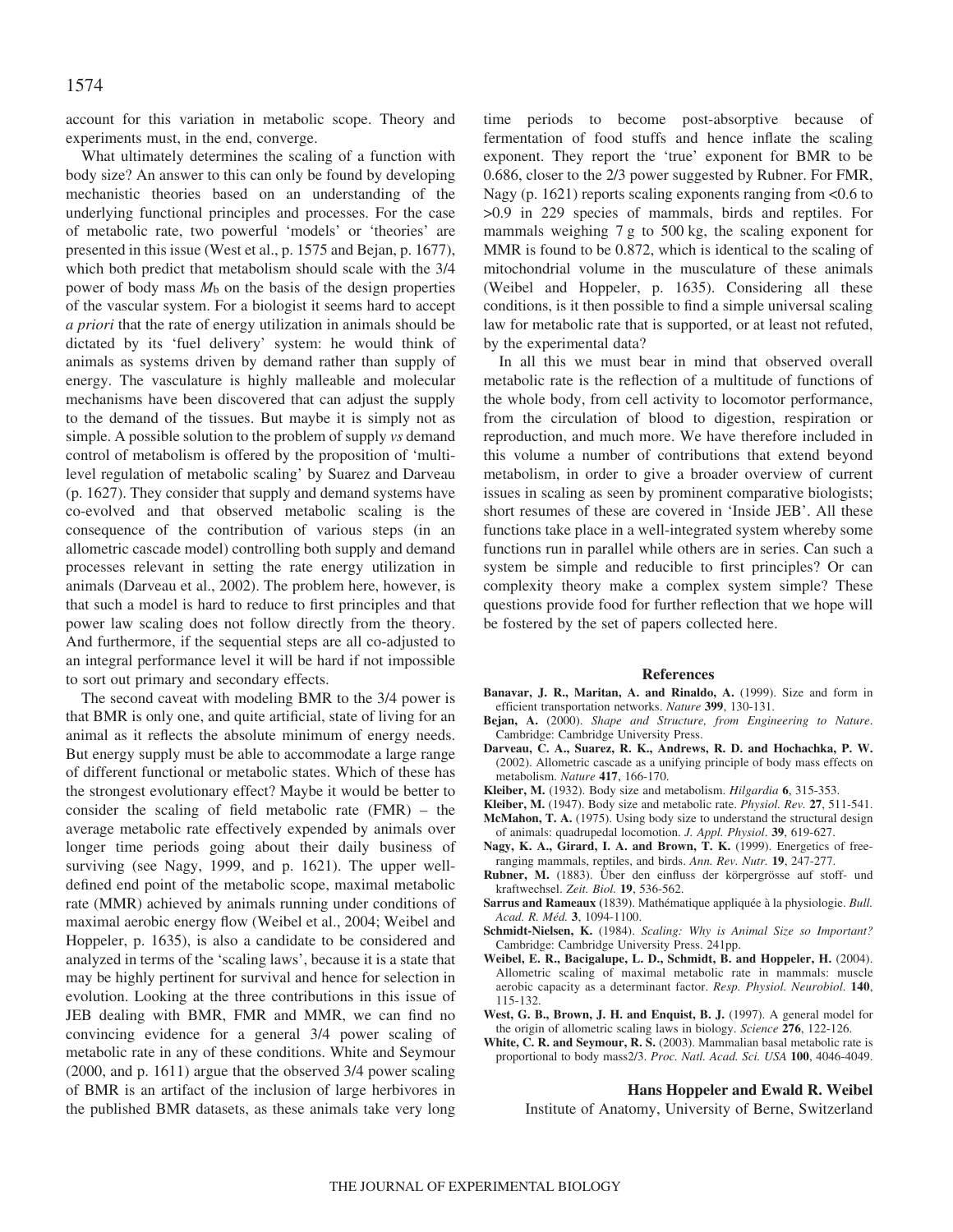account for this variation in metabolic scope. Theory and experiments must, in the end, converge.

What ultimately determines the scaling of a function with body size? An answer to this can only be found by developing mechanistic theories based on an understanding of the underlying functional principles and processes. For the case of metabolic rate, two powerful 'models' or 'theories' are presented in this issue (West et al., p. 1575 and Bejan, p. 1677), which both predict that metabolism should scale with the 3/4 power of body mass $M_b$ on the basis of the design properties of the vascular system. For a biologist it seems hard to accept *a priori* that the rate of energy utilization in animals should be dictated by its 'fuel delivery' system: he would think of animals as systems driven by demand rather than supply of energy. The vasculature is highly malleable and molecular mechanisms have been discovered that can adjust the supply to the demand of the tissues. But maybe it is simply not as simple. A possible solution to the problem of supply *vs* demand control of metabolism is offered by the proposition of 'multi-level regulation of metabolic scaling' by Suarez and Darveau (p. 1627). They consider that supply and demand systems have co-evolved and that observed metabolic scaling is the consequence of the contribution of various steps (in an allometric cascade model) controlling both supply and demand processes relevant in setting the rate energy utilization in animals (Darveau et al., 2002). The problem here, however, is that such a model is hard to reduce to first principles and that power law scaling does not follow directly from the theory. And furthermore, if the sequential steps are all co-adjusted to an integral performance level it will be hard if not impossible to sort out primary and secondary effects.

The second caveat with modeling BMR to the 3/4 power is that BMR is only one, and quite artificial, state of living for an animal as it reflects the absolute minimum of energy needs. But energy supply must be able to accommodate a large range of different functional or metabolic states. Which of these has the strongest evolutionary effect? Maybe it would be better to consider the scaling of field metabolic rate (FMR) – the average metabolic rate effectively expended by animals over longer time periods going about their daily business of surviving (see Nagy, 1999, and p. 1621). The upper well-defined end point of the metabolic scope, maximal metabolic rate (MMR) achieved by animals running under conditions of maximal aerobic energy flow (Weibel et al., 2004; Weibel and Hoppeler, p. 1635), is also a candidate to be considered and analyzed in terms of the 'scaling laws', because it is a state that may be highly pertinent for survival and hence for selection in evolution. Looking at the three contributions in this issue of JEB dealing with BMR, FMR and MMR, we can find no convincing evidence for a general 3/4 power scaling of metabolic rate in any of these conditions. White and Seymour (2000, and p. 1611) argue that the observed 3/4 power scaling of BMR is an artifact of the inclusion of large herbivores in the published BMR datasets, as these animals take very long time periods to become post-absorptive because of fermentation of food stuffs and hence inflate the scaling exponent. They report the 'true' exponent for BMR to be 0.686, closer to the 2/3 power suggested by Rubner. For FMR, Nagy (p. 1621) reports scaling exponents ranging from <0.6 to >0.9 in 229 species of mammals, birds and reptiles. For mammals weighing 7 g to 500 kg, the scaling exponent for MMR is found to be 0.872, which is identical to the scaling of mitochondrial volume in the musculature of these animals (Weibel and Hoppeler, p. 1635). Considering all these conditions, is it then possible to find a simple universal scaling law for metabolic rate that is supported, or at least not refuted, by the experimental data?

In all this we must bear in mind that observed overall metabolic rate is the reflection of a multitude of functions of the whole body, from cell activity to locomotor performance, from the circulation of blood to digestion, respiration or reproduction, and much more. We have therefore included in this volume a number of contributions that extend beyond metabolism, in order to give a broader overview of current issues in scaling as seen by prominent comparative biologists; short resumes of these are covered in 'Inside JEB'. All these functions take place in a well-integrated system whereby some functions run in parallel while others are in series. Can such a system be simple and reducible to first principles? Or can complexity theory make a complex system simple? These questions provide food for further reflection that we hope will be fostered by the set of papers collected here.

## References

**Banavar, J. R., Maritan, A. and Rinaldo, A.** (1999). Size and form in efficient transportation networks. *Nature* **399**, 130-131.

**Bejan, A.** (2000). *Shape and Structure, from Engineering to Nature*. Cambridge: Cambridge University Press.

**Darveau, C. A., Suarez, R. K., Andrews, R. D. and Hochachka, P. W.** (2002). Allometric cascade as a unifying principle of body mass effects on metabolism. *Nature* **417**, 166-170.

**Kleiber, M.** (1932). Body size and metabolism. *Hilgardia* **6**, 315-353.

**Kleiber, M.** (1947). Body size and metabolic rate. *Physiol. Rev.* **27**, 511-541.

**McMahon, T. A.** (1975). Using body size to understand the structural design of animals: quadrupedal locomotion. *J. Appl. Physiol*. **39**, 619-627.

**Nagy, K. A., Girard, I. A. and Brown, T. K.** (1999). Energetics of free-ranging mammals, reptiles, and birds. *Ann. Rev. Nutr.* **19**, 247-277.

**Rubner, M.** (1883). Über den einfluss der körpergrösse auf stoff- und kraftwechsel. *Zeit. Biol.* **19**, 536-562.

**Sarrus and Rameaux** (1839). Mathématique appliquée à la physiologie. *Bull. Acad. R. Méd.* **3**, 1094-1100.

**Schmidt-Nielsen, K.** (1984). *Scaling: Why is Animal Size so Important?* Cambridge: Cambridge University Press. 241pp.

**Weibel, E. R., Bacigalupe, L. D., Schmidt, B. and Hoppeler, H.** (2004). Allometric scaling of maximal metabolic rate in mammals: muscle aerobic capacity as a determinant factor. *Resp. Physiol. Neurobiol.* **140**, 115-132.

**West, G. B., Brown, J. H. and Enquist, B. J.** (1997). A general model for the origin of allometric scaling laws in biology. *Science* **276**, 122-126.

**White, C. R. and Seymour, R. S.** (2003). Mammalian basal metabolic rate is proportional to body mass2/3. *Proc. Natl. Acad. Sci. USA* **100**, 4046-4049.

**Hans Hoppeler and Ewald R. Weibel**

Institute of Anatomy, University of Berne, Switzerland